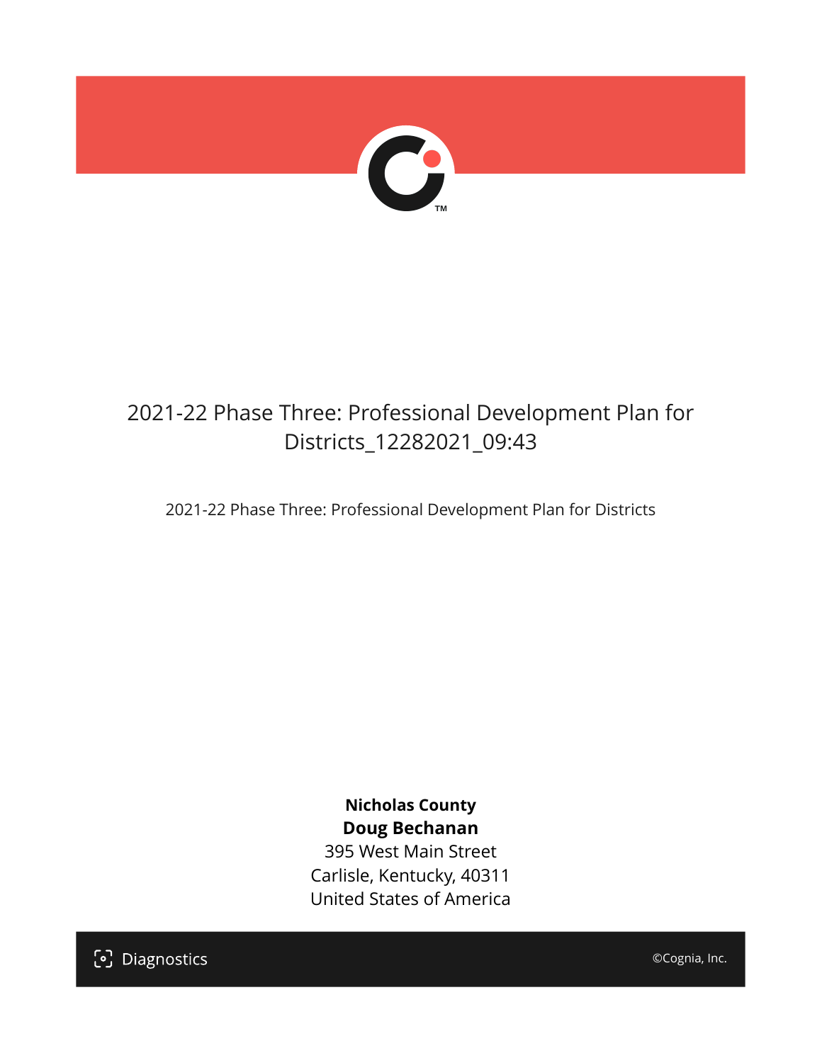# 2021-22 Phase Three: Professional Development Plan for Districts_12282021_09:43

2021-22 Phase Three: Professional Development Plan for Districts

**Nicholas County**
**Doug Bechanan**
395 West Main Street
Carlisle, Kentucky, 40311
United States of America

Diagnostics

©Cognia, Inc.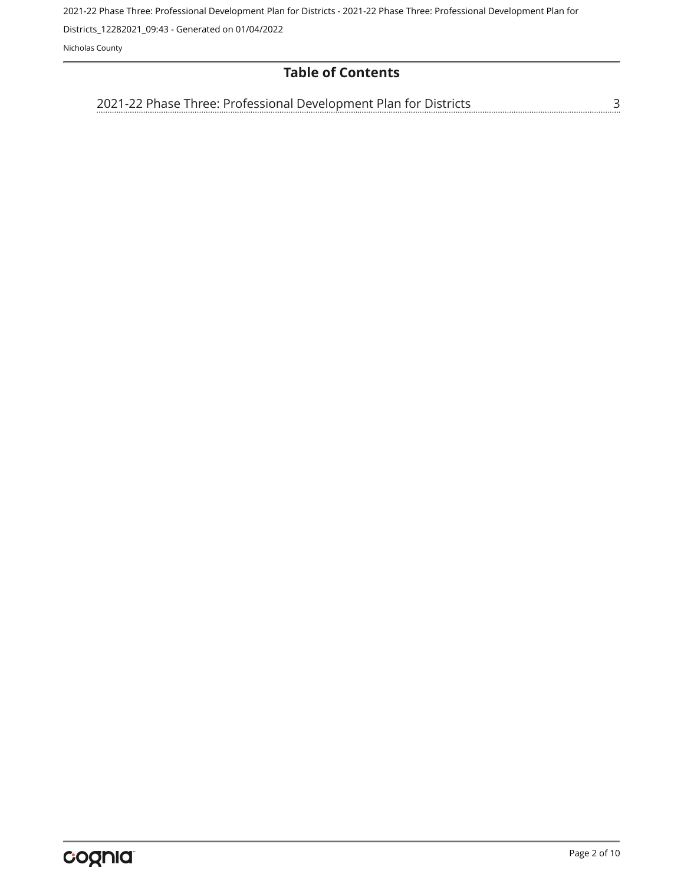# Table of Contents

2021-22 Phase Three: Professional Development Plan for Districts ........ 3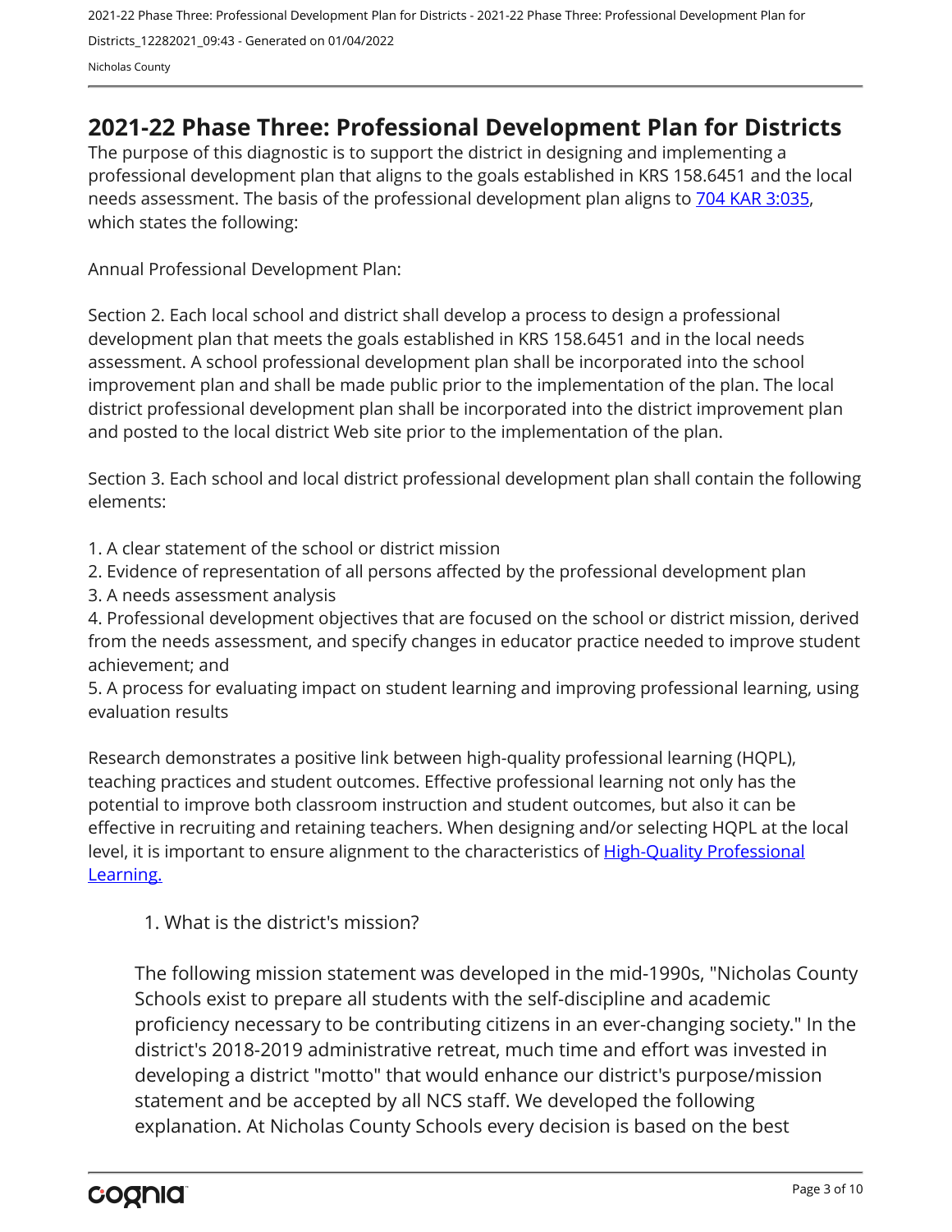# 2021-22 Phase Three: Professional Development Plan for Districts

The purpose of this diagnostic is to support the district in designing and implementing a professional development plan that aligns to the goals established in KRS 158.6451 and the local needs assessment. The basis of the professional development plan aligns to 704 KAR 3:035, which states the following:

Annual Professional Development Plan:

Section 2. Each local school and district shall develop a process to design a professional development plan that meets the goals established in KRS 158.6451 and in the local needs assessment. A school professional development plan shall be incorporated into the school improvement plan and shall be made public prior to the implementation of the plan. The local district professional development plan shall be incorporated into the district improvement plan and posted to the local district Web site prior to the implementation of the plan.

Section 3. Each school and local district professional development plan shall contain the following elements:

1. A clear statement of the school or district mission
2. Evidence of representation of all persons affected by the professional development plan
3. A needs assessment analysis
4. Professional development objectives that are focused on the school or district mission, derived from the needs assessment, and specify changes in educator practice needed to improve student achievement; and
5. A process for evaluating impact on student learning and improving professional learning, using evaluation results

Research demonstrates a positive link between high-quality professional learning (HQPL), teaching practices and student outcomes. Effective professional learning not only has the potential to improve both classroom instruction and student outcomes, but also it can be effective in recruiting and retaining teachers. When designing and/or selecting HQPL at the local level, it is important to ensure alignment to the characteristics of High-Quality Professional Learning.

1. What is the district's mission?

The following mission statement was developed in the mid-1990s, "Nicholas County Schools exist to prepare all students with the self-discipline and academic proficiency necessary to be contributing citizens in an ever-changing society." In the district's 2018-2019 administrative retreat, much time and effort was invested in developing a district "motto" that would enhance our district's purpose/mission statement and be accepted by all NCS staff. We developed the following explanation. At Nicholas County Schools every decision is based on the best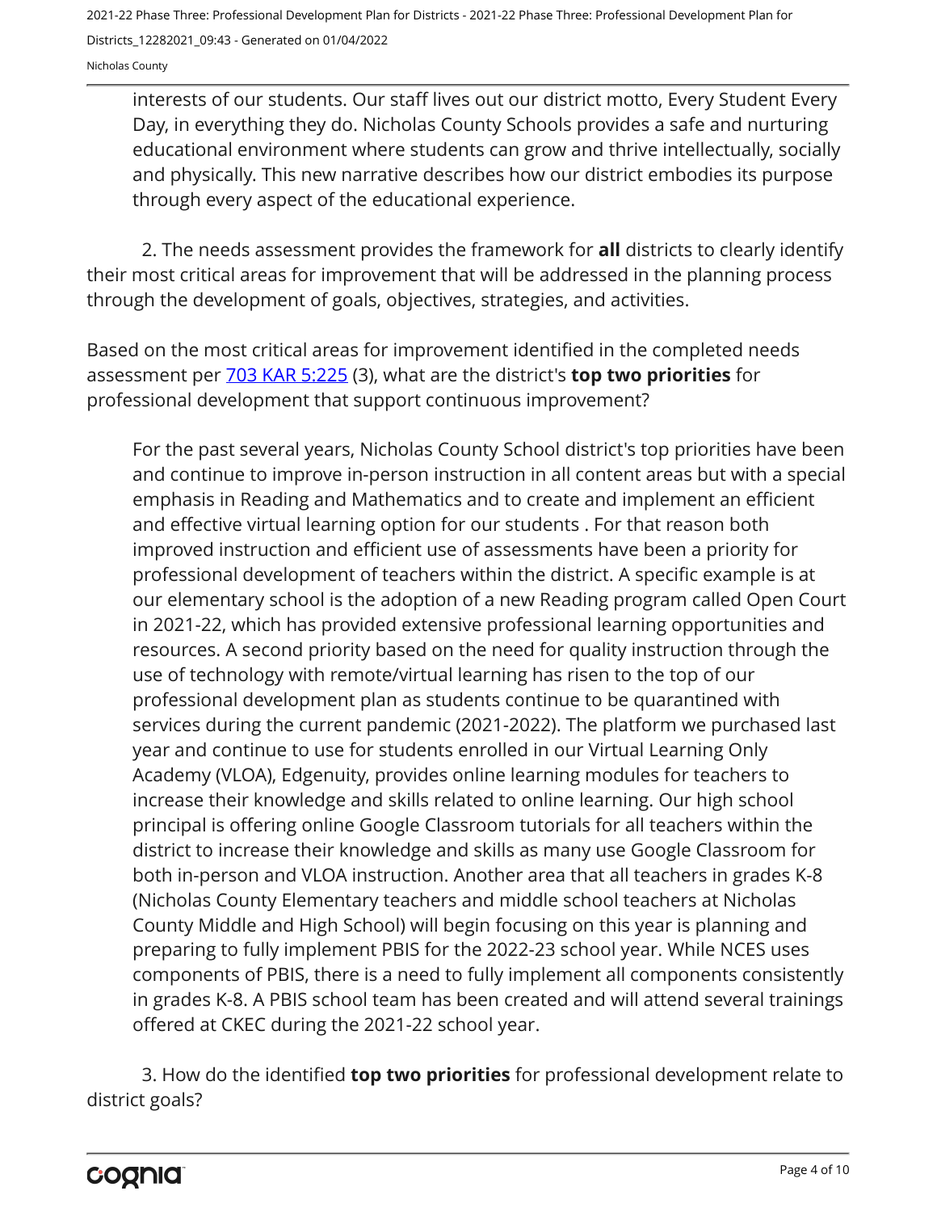interests of our students. Our staff lives out our district motto, Every Student Every Day, in everything they do. Nicholas County Schools provides a safe and nurturing educational environment where students can grow and thrive intellectually, socially and physically. This new narrative describes how our district embodies its purpose through every aspect of the educational experience.

2. The needs assessment provides the framework for **all** districts to clearly identify their most critical areas for improvement that will be addressed in the planning process through the development of goals, objectives, strategies, and activities.

Based on the most critical areas for improvement identified in the completed needs assessment per [703 KAR 5:225](703 KAR 5:225) (3), what are the district's **top two priorities** for professional development that support continuous improvement?

For the past several years, Nicholas County School district's top priorities have been and continue to improve in-person instruction in all content areas but with a special emphasis in Reading and Mathematics and to create and implement an efficient and effective virtual learning option for our students . For that reason both improved instruction and efficient use of assessments have been a priority for professional development of teachers within the district. A specific example is at our elementary school is the adoption of a new Reading program called Open Court in 2021-22, which has provided extensive professional learning opportunities and resources. A second priority based on the need for quality instruction through the use of technology with remote/virtual learning has risen to the top of our professional development plan as students continue to be quarantined with services during the current pandemic (2021-2022). The platform we purchased last year and continue to use for students enrolled in our Virtual Learning Only Academy (VLOA), Edgenuity, provides online learning modules for teachers to increase their knowledge and skills related to online learning. Our high school principal is offering online Google Classroom tutorials for all teachers within the district to increase their knowledge and skills as many use Google Classroom for both in-person and VLOA instruction. Another area that all teachers in grades K-8 (Nicholas County Elementary teachers and middle school teachers at Nicholas County Middle and High School) will begin focusing on this year is planning and preparing to fully implement PBIS for the 2022-23 school year. While NCES uses components of PBIS, there is a need to fully implement all components consistently in grades K-8. A PBIS school team has been created and will attend several trainings offered at CKEC during the 2021-22 school year.

3. How do the identified **top two priorities** for professional development relate to district goals?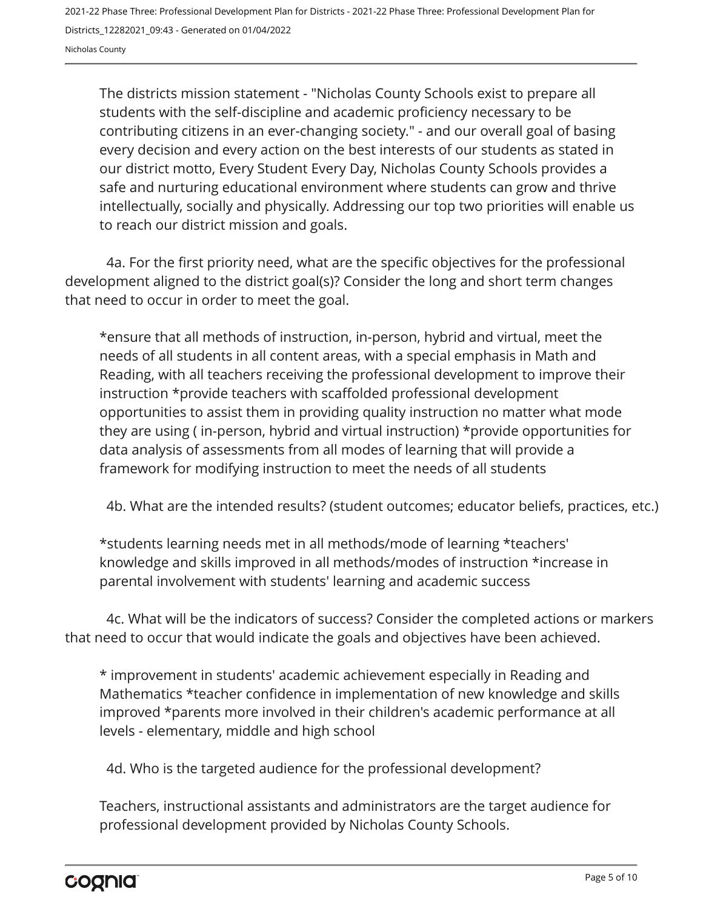The districts mission statement - "Nicholas County Schools exist to prepare all students with the self-discipline and academic proficiency necessary to be contributing citizens in an ever-changing society." - and our overall goal of basing every decision and every action on the best interests of our students as stated in our district motto, Every Student Every Day, Nicholas County Schools provides a safe and nurturing educational environment where students can grow and thrive intellectually, socially and physically. Addressing our top two priorities will enable us to reach our district mission and goals.

4a. For the first priority need, what are the specific objectives for the professional development aligned to the district goal(s)? Consider the long and short term changes that need to occur in order to meet the goal.

*ensure that all methods of instruction, in-person, hybrid and virtual, meet the needs of all students in all content areas, with a special emphasis in Math and Reading, with all teachers receiving the professional development to improve their instruction *provide teachers with scaffolded professional development opportunities to assist them in providing quality instruction no matter what mode they are using ( in-person, hybrid and virtual instruction) *provide opportunities for data analysis of assessments from all modes of learning that will provide a framework for modifying instruction to meet the needs of all students

4b. What are the intended results? (student outcomes; educator beliefs, practices, etc.)

*students learning needs met in all methods/mode of learning *teachers' knowledge and skills improved in all methods/modes of instruction *increase in parental involvement with students' learning and academic success

4c. What will be the indicators of success? Consider the completed actions or markers that need to occur that would indicate the goals and objectives have been achieved.

* improvement in students' academic achievement especially in Reading and Mathematics *teacher confidence in implementation of new knowledge and skills improved *parents more involved in their children's academic performance at all levels - elementary, middle and high school

4d. Who is the targeted audience for the professional development?

Teachers, instructional assistants and administrators are the target audience for professional development provided by Nicholas County Schools.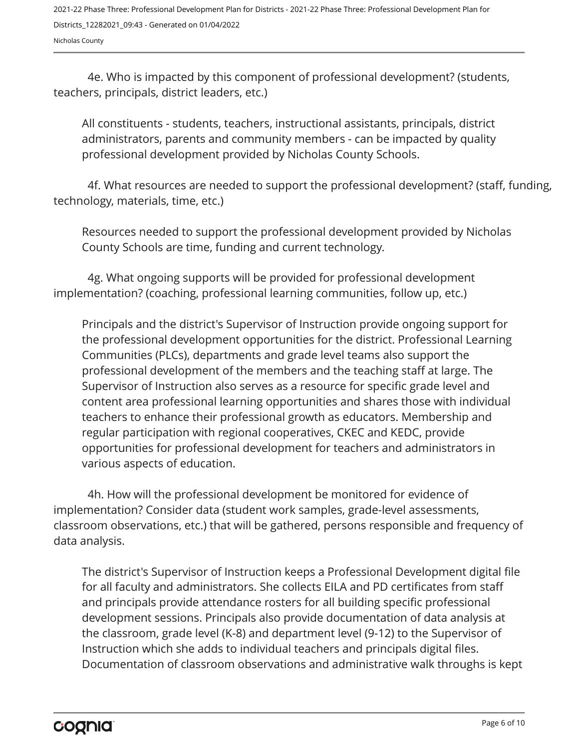4e. Who is impacted by this component of professional development? (students, teachers, principals, district leaders, etc.)

All constituents - students, teachers, instructional assistants, principals, district administrators, parents and community members - can be impacted by quality professional development provided by Nicholas County Schools.

4f. What resources are needed to support the professional development? (staff, funding, technology, materials, time, etc.)

Resources needed to support the professional development provided by Nicholas County Schools are time, funding and current technology.

4g. What ongoing supports will be provided for professional development implementation? (coaching, professional learning communities, follow up, etc.)

Principals and the district's Supervisor of Instruction provide ongoing support for the professional development opportunities for the district. Professional Learning Communities (PLCs), departments and grade level teams also support the professional development of the members and the teaching staff at large. The Supervisor of Instruction also serves as a resource for specific grade level and content area professional learning opportunities and shares those with individual teachers to enhance their professional growth as educators. Membership and regular participation with regional cooperatives, CKEC and KEDC, provide opportunities for professional development for teachers and administrators in various aspects of education.

4h. How will the professional development be monitored for evidence of implementation? Consider data (student work samples, grade-level assessments, classroom observations, etc.) that will be gathered, persons responsible and frequency of data analysis.

The district's Supervisor of Instruction keeps a Professional Development digital file for all faculty and administrators. She collects EILA and PD certificates from staff and principals provide attendance rosters for all building specific professional development sessions. Principals also provide documentation of data analysis at the classroom, grade level (K-8) and department level (9-12) to the Supervisor of Instruction which she adds to individual teachers and principals digital files. Documentation of classroom observations and administrative walk throughs is kept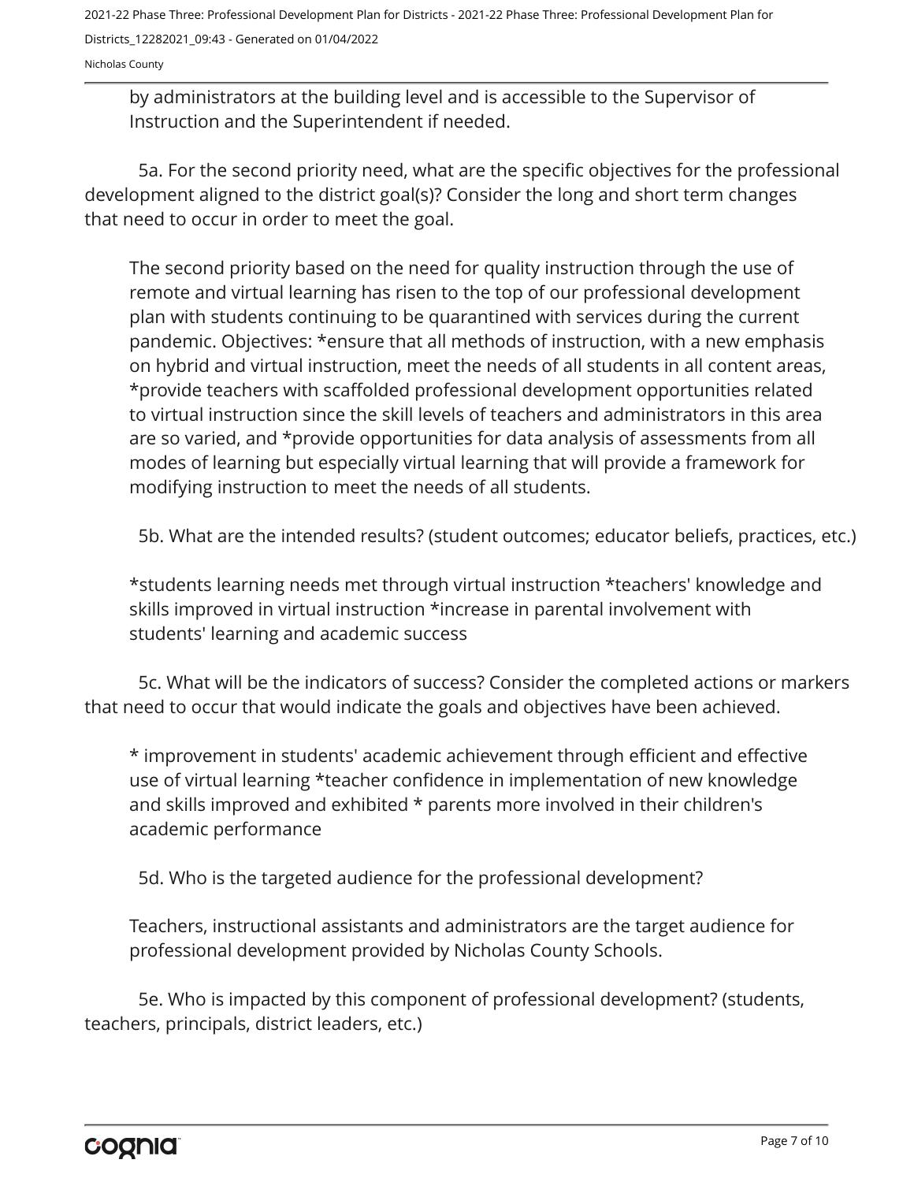by administrators at the building level and is accessible to the Supervisor of Instruction and the Superintendent if needed.

5a. For the second priority need, what are the specific objectives for the professional development aligned to the district goal(s)? Consider the long and short term changes that need to occur in order to meet the goal.

The second priority based on the need for quality instruction through the use of remote and virtual learning has risen to the top of our professional development plan with students continuing to be quarantined with services during the current pandemic. Objectives: *ensure that all methods of instruction, with a new emphasis on hybrid and virtual instruction, meet the needs of all students in all content areas, *provide teachers with scaffolded professional development opportunities related to virtual instruction since the skill levels of teachers and administrators in this area are so varied, and *provide opportunities for data analysis of assessments from all modes of learning but especially virtual learning that will provide a framework for modifying instruction to meet the needs of all students.

5b. What are the intended results? (student outcomes; educator beliefs, practices, etc.)

*students learning needs met through virtual instruction *teachers' knowledge and skills improved in virtual instruction *increase in parental involvement with students' learning and academic success

5c. What will be the indicators of success? Consider the completed actions or markers that need to occur that would indicate the goals and objectives have been achieved.

* improvement in students' academic achievement through efficient and effective use of virtual learning *teacher confidence in implementation of new knowledge and skills improved and exhibited * parents more involved in their children's academic performance

5d. Who is the targeted audience for the professional development?

Teachers, instructional assistants and administrators are the target audience for professional development provided by Nicholas County Schools.

5e. Who is impacted by this component of professional development? (students, teachers, principals, district leaders, etc.)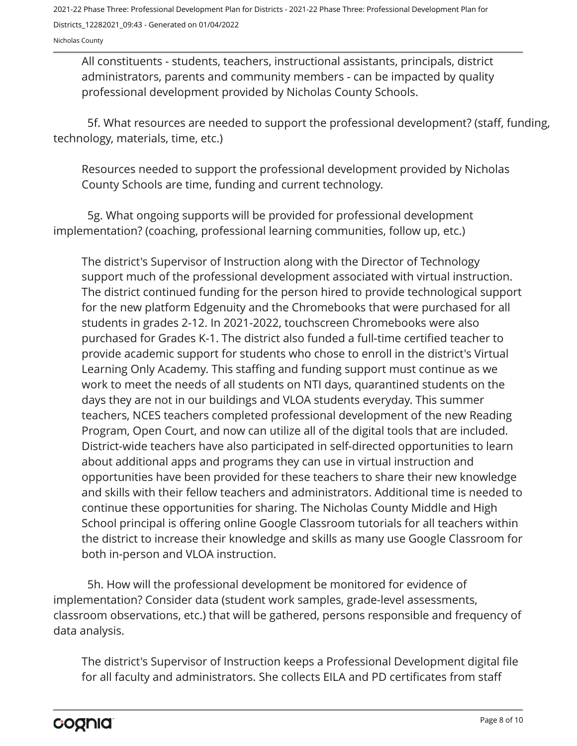All constituents - students, teachers, instructional assistants, principals, district administrators, parents and community members - can be impacted by quality professional development provided by Nicholas County Schools.

5f. What resources are needed to support the professional development? (staff, funding, technology, materials, time, etc.)

Resources needed to support the professional development provided by Nicholas County Schools are time, funding and current technology.

5g. What ongoing supports will be provided for professional development implementation? (coaching, professional learning communities, follow up, etc.)

The district's Supervisor of Instruction along with the Director of Technology support much of the professional development associated with virtual instruction. The district continued funding for the person hired to provide technological support for the new platform Edgenuity and the Chromebooks that were purchased for all students in grades 2-12. In 2021-2022, touchscreen Chromebooks were also purchased for Grades K-1. The district also funded a full-time certified teacher to provide academic support for students who chose to enroll in the district's Virtual Learning Only Academy. This staffing and funding support must continue as we work to meet the needs of all students on NTI days, quarantined students on the days they are not in our buildings and VLOA students everyday. This summer teachers, NCES teachers completed professional development of the new Reading Program, Open Court, and now can utilize all of the digital tools that are included. District-wide teachers have also participated in self-directed opportunities to learn about additional apps and programs they can use in virtual instruction and opportunities have been provided for these teachers to share their new knowledge and skills with their fellow teachers and administrators. Additional time is needed to continue these opportunities for sharing. The Nicholas County Middle and High School principal is offering online Google Classroom tutorials for all teachers within the district to increase their knowledge and skills as many use Google Classroom for both in-person and VLOA instruction.

5h. How will the professional development be monitored for evidence of implementation? Consider data (student work samples, grade-level assessments, classroom observations, etc.) that will be gathered, persons responsible and frequency of data analysis.

The district's Supervisor of Instruction keeps a Professional Development digital file for all faculty and administrators. She collects EILA and PD certificates from staff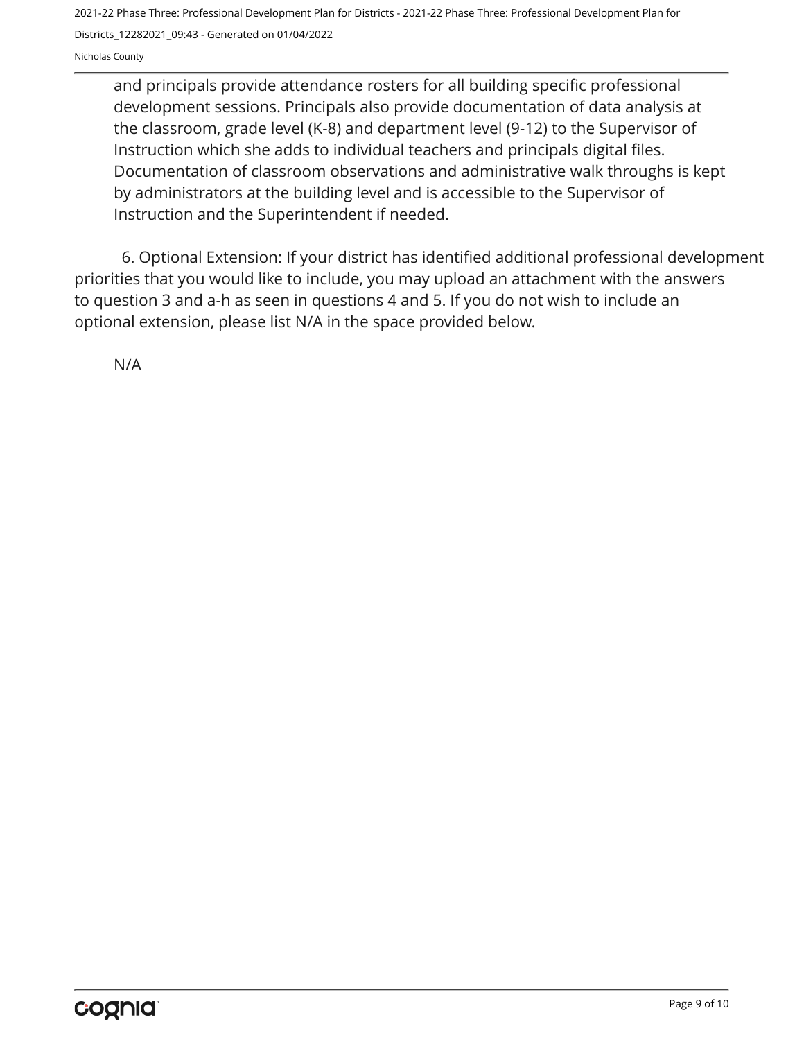and principals provide attendance rosters for all building specific professional development sessions. Principals also provide documentation of data analysis at the classroom, grade level (K-8) and department level (9-12) to the Supervisor of Instruction which she adds to individual teachers and principals digital files. Documentation of classroom observations and administrative walk throughs is kept by administrators at the building level and is accessible to the Supervisor of Instruction and the Superintendent if needed.

6. Optional Extension: If your district has identified additional professional development priorities that you would like to include, you may upload an attachment with the answers to question 3 and a-h as seen in questions 4 and 5. If you do not wish to include an optional extension, please list N/A in the space provided below.

N/A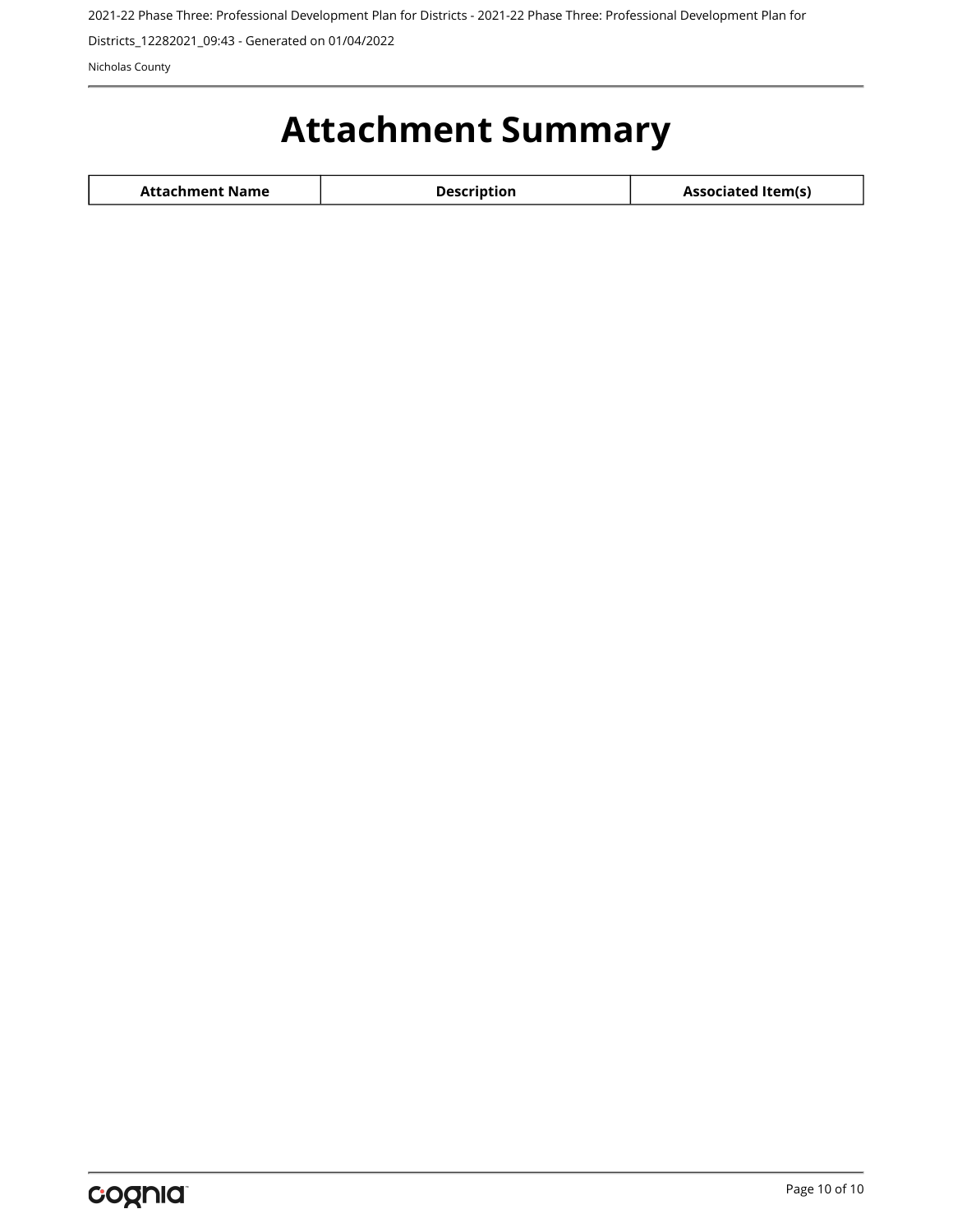# Attachment Summary

| Attachment Name | Description | Associated Item(s) |
| --- | --- | --- |